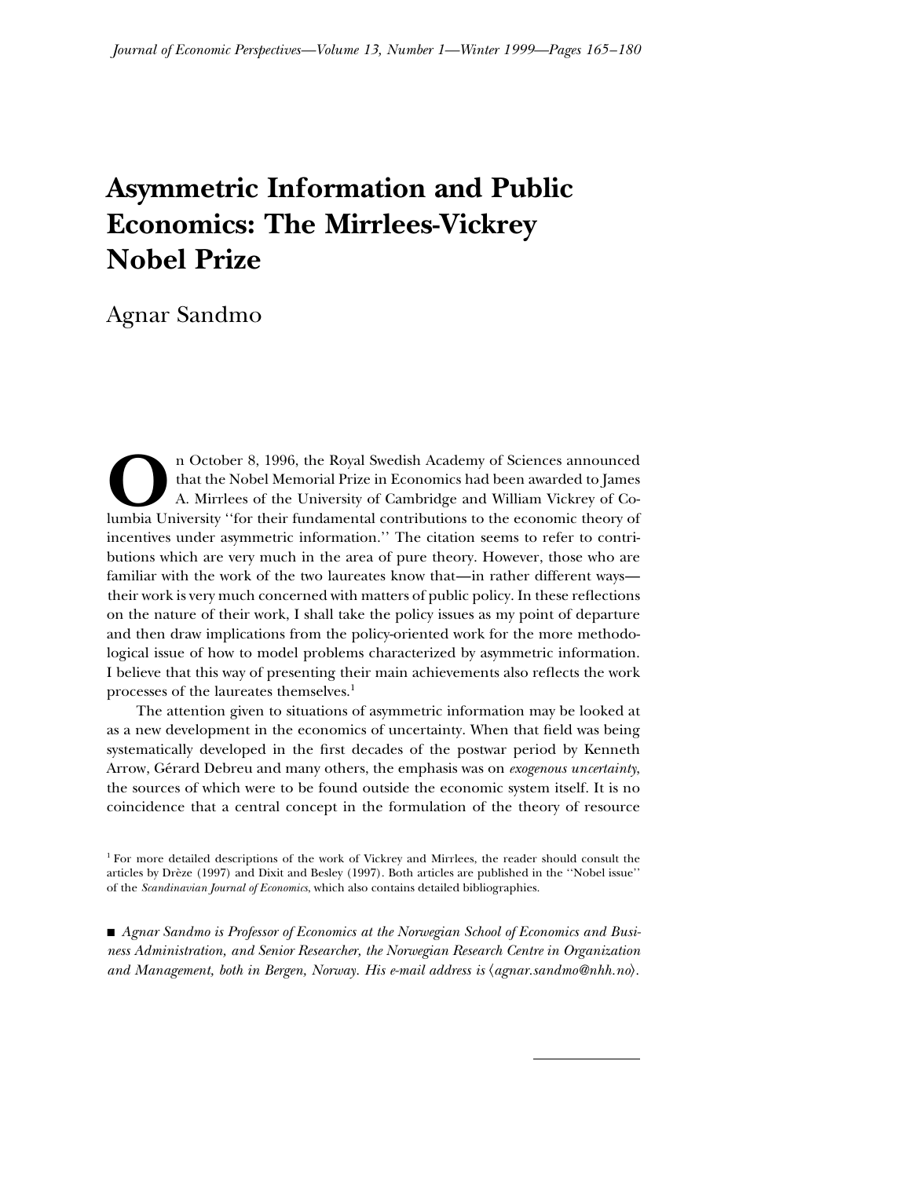# Asymmetric Information and Public Economics: The Mirrlees-Vickrey Nobel Prize

Agnar Sandmo

On October 8, 1996, the Royal Swedish Academy of Sciences announced that the Nobel Memorial Prize in Economics had been awarded to James A. Mirrlees of the University of Cambridge and William Vickrey of Columbia University ''for their fundamental contributions to the economic theory of incentives under asymmetric information.'' The citation seems to refer to contributions which are very much in the area of pure theory. However, those who are familiar with the work of the two laureates know that—in rather different ways—their work is very much concerned with matters of public policy. In these reflections on the nature of their work, I shall take the policy issues as my point of departure and then draw implications from the policy-oriented work for the more methodological issue of how to model problems characterized by asymmetric information. I believe that this way of presenting their main achievements also reflects the work processes of the laureates themselves.[1]

The attention given to situations of asymmetric information may be looked at as a new development in the economics of uncertainty. When that field was being systematically developed in the first decades of the postwar period by Kenneth Arrow, Gérard Debreu and many others, the emphasis was on *exogenous uncertainty*, the sources of which were to be found outside the economic system itself. It is no coincidence that a central concept in the formulation of the theory of resource

[1] For more detailed descriptions of the work of Vickrey and Mirrlees, the reader should consult the articles by Drèze (1997) and Dixit and Besley (1997). Both articles are published in the ''Nobel issue'' of the *Scandinavian Journal of Economics*, which also contains detailed bibliographies.

■ *Agnar Sandmo is Professor of Economics at the Norwegian School of Economics and Business Administration, and Senior Researcher, the Norwegian Research Centre in Organization and Management, both in Bergen, Norway. His e-mail address is ⟨agnar.sandmo@nhh.no⟩.*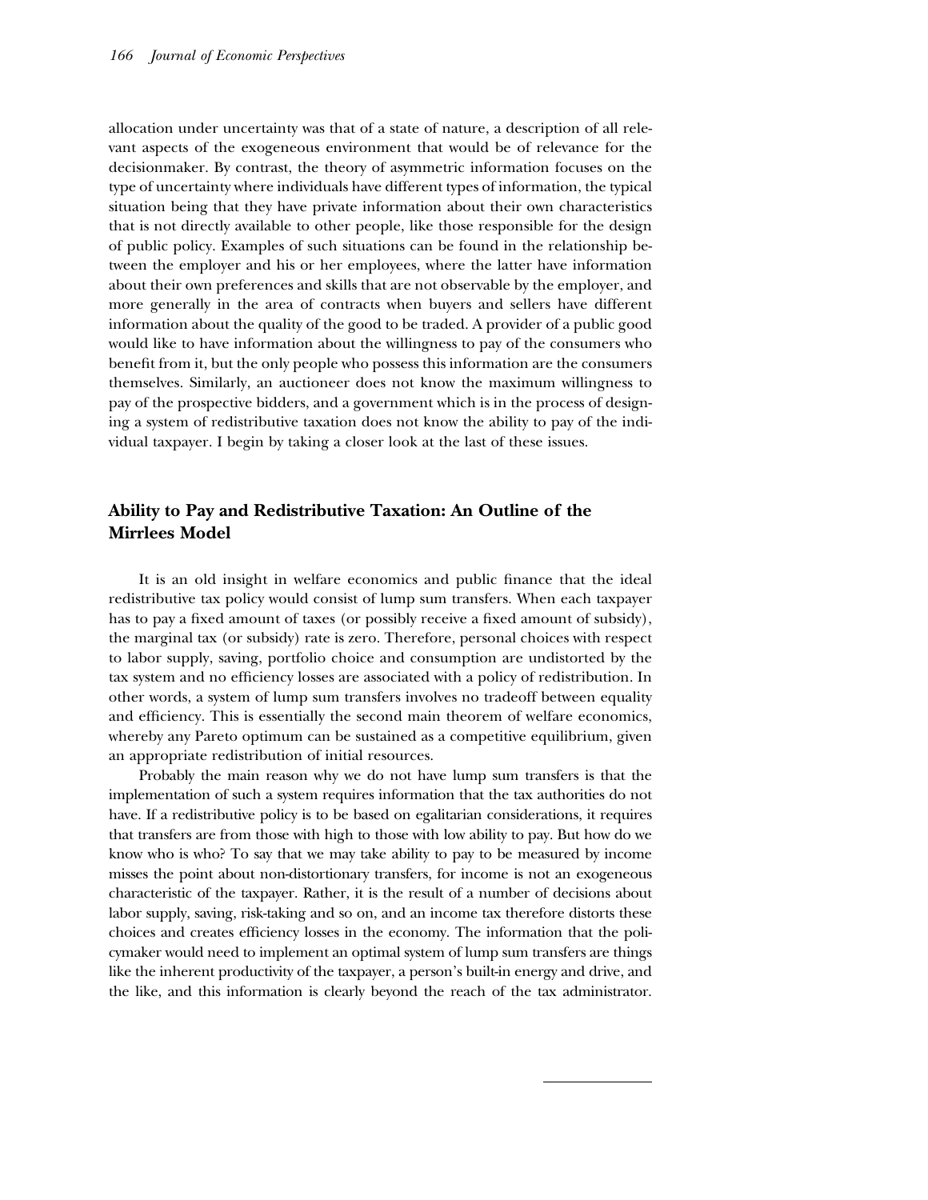allocation under uncertainty was that of a state of nature, a description of all relevant aspects of the exogeneous environment that would be of relevance for the decisionmaker. By contrast, the theory of asymmetric information focuses on the type of uncertainty where individuals have different types of information, the typical situation being that they have private information about their own characteristics that is not directly available to other people, like those responsible for the design of public policy. Examples of such situations can be found in the relationship between the employer and his or her employees, where the latter have information about their own preferences and skills that are not observable by the employer, and more generally in the area of contracts when buyers and sellers have different information about the quality of the good to be traded. A provider of a public good would like to have information about the willingness to pay of the consumers who benefit from it, but the only people who possess this information are the consumers themselves. Similarly, an auctioneer does not know the maximum willingness to pay of the prospective bidders, and a government which is in the process of designing a system of redistributive taxation does not know the ability to pay of the individual taxpayer. I begin by taking a closer look at the last of these issues.

## Ability to Pay and Redistributive Taxation: An Outline of the Mirrlees Model

It is an old insight in welfare economics and public finance that the ideal redistributive tax policy would consist of lump sum transfers. When each taxpayer has to pay a fixed amount of taxes (or possibly receive a fixed amount of subsidy), the marginal tax (or subsidy) rate is zero. Therefore, personal choices with respect to labor supply, saving, portfolio choice and consumption are undistorted by the tax system and no efficiency losses are associated with a policy of redistribution. In other words, a system of lump sum transfers involves no tradeoff between equality and efficiency. This is essentially the second main theorem of welfare economics, whereby any Pareto optimum can be sustained as a competitive equilibrium, given an appropriate redistribution of initial resources.

Probably the main reason why we do not have lump sum transfers is that the implementation of such a system requires information that the tax authorities do not have. If a redistributive policy is to be based on egalitarian considerations, it requires that transfers are from those with high to those with low ability to pay. But how do we know who is who? To say that we may take ability to pay to be measured by income misses the point about non-distortionary transfers, for income is not an exogeneous characteristic of the taxpayer. Rather, it is the result of a number of decisions about labor supply, saving, risk-taking and so on, and an income tax therefore distorts these choices and creates efficiency losses in the economy. The information that the policymaker would need to implement an optimal system of lump sum transfers are things like the inherent productivity of the taxpayer, a person's built-in energy and drive, and the like, and this information is clearly beyond the reach of the tax administrator.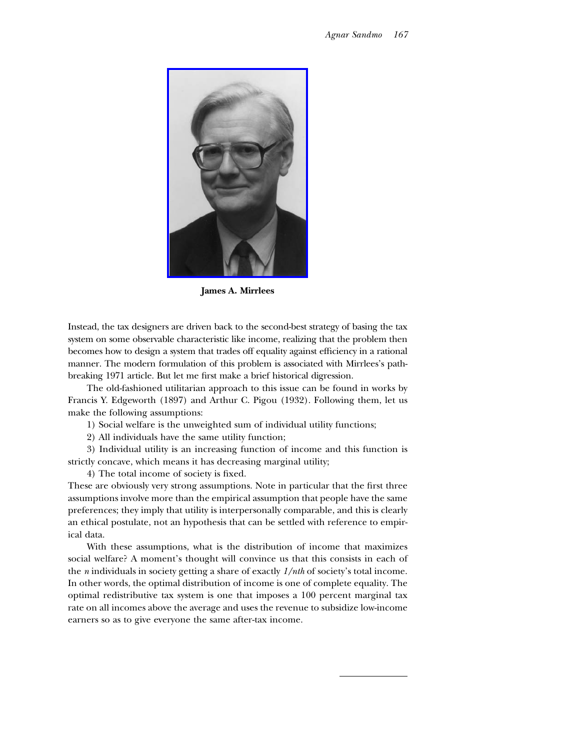**James A. Mirrlees**

Instead, the tax designers are driven back to the second-best strategy of basing the tax system on some observable characteristic like income, realizing that the problem then becomes how to design a system that trades off equality against efficiency in a rational manner. The modern formulation of this problem is associated with Mirrlees's path-breaking 1971 article. But let me first make a brief historical digression.

The old-fashioned utilitarian approach to this issue can be found in works by Francis Y. Edgeworth (1897) and Arthur C. Pigou (1932). Following them, let us make the following assumptions:

1) Social welfare is the unweighted sum of individual utility functions;

2) All individuals have the same utility function;

3) Individual utility is an increasing function of income and this function is strictly concave, which means it has decreasing marginal utility;

4) The total income of society is fixed.

These are obviously very strong assumptions. Note in particular that the first three assumptions involve more than the empirical assumption that people have the same preferences; they imply that utility is interpersonally comparable, and this is clearly an ethical postulate, not an hypothesis that can be settled with reference to empirical data.

With these assumptions, what is the distribution of income that maximizes social welfare? A moment's thought will convince us that this consists in each of the $n$ individuals in society getting a share of exactly *1/nth* of society's total income. In other words, the optimal distribution of income is one of complete equality. The optimal redistributive tax system is one that imposes a 100 percent marginal tax rate on all incomes above the average and uses the revenue to subsidize low-income earners so as to give everyone the same after-tax income.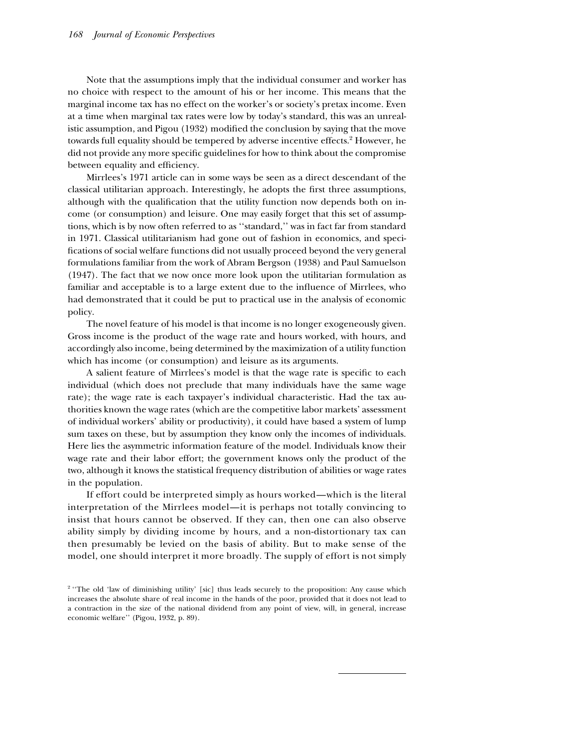Note that the assumptions imply that the individual consumer and worker has no choice with respect to the amount of his or her income. This means that the marginal income tax has no effect on the worker's or society's pretax income. Even at a time when marginal tax rates were low by today's standard, this was an unrealistic assumption, and Pigou (1932) modified the conclusion by saying that the move towards full equality should be tempered by adverse incentive effects.[2] However, he did not provide any more specific guidelines for how to think about the compromise between equality and efficiency.

Mirrlees's 1971 article can in some ways be seen as a direct descendant of the classical utilitarian approach. Interestingly, he adopts the first three assumptions, although with the qualification that the utility function now depends both on income (or consumption) and leisure. One may easily forget that this set of assumptions, which is by now often referred to as ''standard,'' was in fact far from standard in 1971. Classical utilitarianism had gone out of fashion in economics, and specifications of social welfare functions did not usually proceed beyond the very general formulations familiar from the work of Abram Bergson (1938) and Paul Samuelson (1947). The fact that we now once more look upon the utilitarian formulation as familiar and acceptable is to a large extent due to the influence of Mirrlees, who had demonstrated that it could be put to practical use in the analysis of economic policy.

The novel feature of his model is that income is no longer exogeneously given. Gross income is the product of the wage rate and hours worked, with hours, and accordingly also income, being determined by the maximization of a utility function which has income (or consumption) and leisure as its arguments.

A salient feature of Mirrlees's model is that the wage rate is specific to each individual (which does not preclude that many individuals have the same wage rate); the wage rate is each taxpayer's individual characteristic. Had the tax authorities known the wage rates (which are the competitive labor markets' assessment of individual workers' ability or productivity), it could have based a system of lump sum taxes on these, but by assumption they know only the incomes of individuals. Here lies the asymmetric information feature of the model. Individuals know their wage rate and their labor effort; the government knows only the product of the two, although it knows the statistical frequency distribution of abilities or wage rates in the population.

If effort could be interpreted simply as hours worked—which is the literal interpretation of the Mirrlees model—it is perhaps not totally convincing to insist that hours cannot be observed. If they can, then one can also observe ability simply by dividing income by hours, and a non-distortionary tax can then presumably be levied on the basis of ability. But to make sense of the model, one should interpret it more broadly. The supply of effort is not simply

[2] ''The old 'law of diminishing utility' [sic] thus leads securely to the proposition: Any cause which increases the absolute share of real income in the hands of the poor, provided that it does not lead to a contraction in the size of the national dividend from any point of view, will, in general, increase economic welfare'' (Pigou, 1932, p. 89).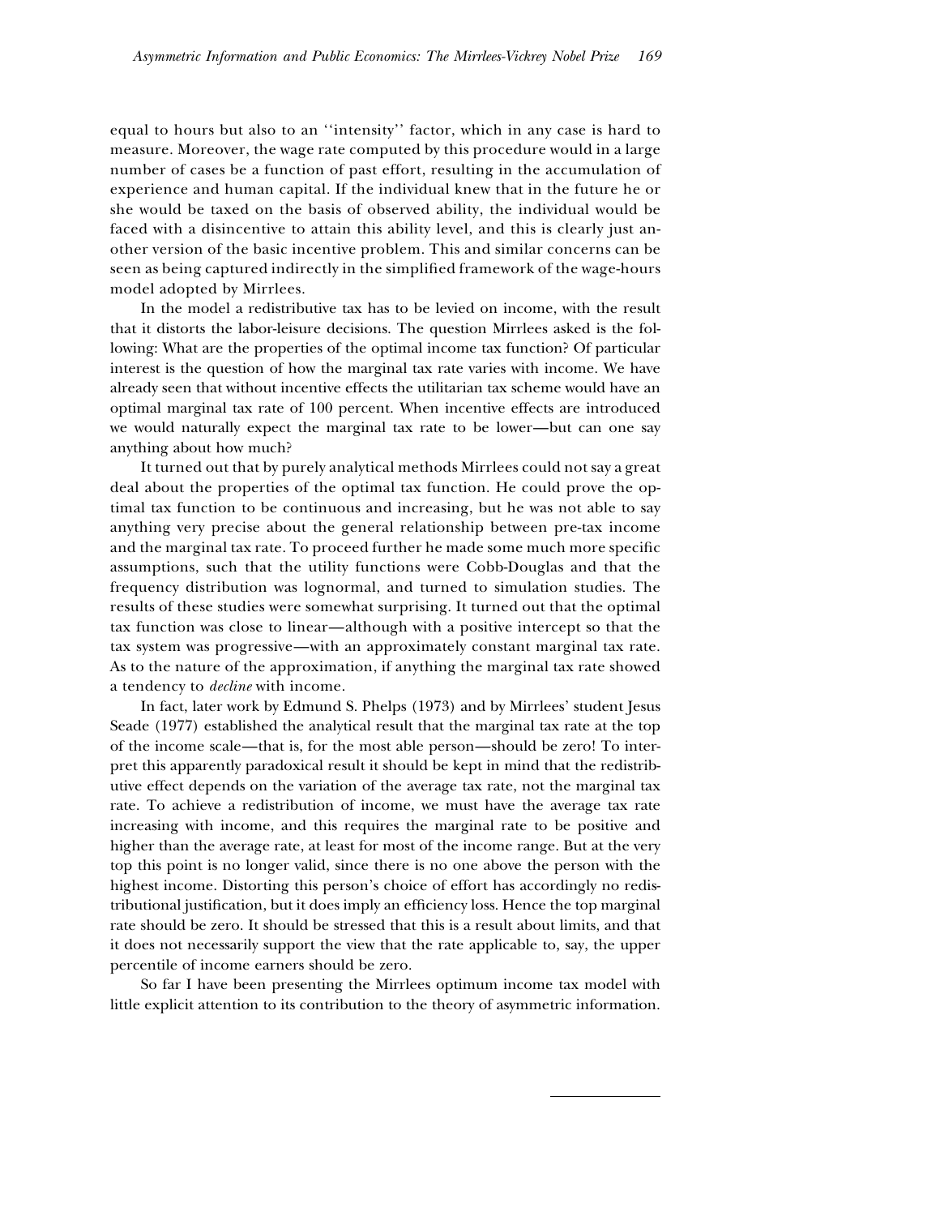equal to hours but also to an ''intensity'' factor, which in any case is hard to measure. Moreover, the wage rate computed by this procedure would in a large number of cases be a function of past effort, resulting in the accumulation of experience and human capital. If the individual knew that in the future he or she would be taxed on the basis of observed ability, the individual would be faced with a disincentive to attain this ability level, and this is clearly just another version of the basic incentive problem. This and similar concerns can be seen as being captured indirectly in the simplified framework of the wage-hours model adopted by Mirrlees.

In the model a redistributive tax has to be levied on income, with the result that it distorts the labor-leisure decisions. The question Mirrlees asked is the following: What are the properties of the optimal income tax function? Of particular interest is the question of how the marginal tax rate varies with income. We have already seen that without incentive effects the utilitarian tax scheme would have an optimal marginal tax rate of 100 percent. When incentive effects are introduced we would naturally expect the marginal tax rate to be lower—but can one say anything about how much?

It turned out that by purely analytical methods Mirrlees could not say a great deal about the properties of the optimal tax function. He could prove the optimal tax function to be continuous and increasing, but he was not able to say anything very precise about the general relationship between pre-tax income and the marginal tax rate. To proceed further he made some much more specific assumptions, such that the utility functions were Cobb-Douglas and that the frequency distribution was lognormal, and turned to simulation studies. The results of these studies were somewhat surprising. It turned out that the optimal tax function was close to linear—although with a positive intercept so that the tax system was progressive—with an approximately constant marginal tax rate. As to the nature of the approximation, if anything the marginal tax rate showed a tendency to *decline* with income.

In fact, later work by Edmund S. Phelps (1973) and by Mirrlees' student Jesus Seade (1977) established the analytical result that the marginal tax rate at the top of the income scale—that is, for the most able person—should be zero! To interpret this apparently paradoxical result it should be kept in mind that the redistributive effect depends on the variation of the average tax rate, not the marginal tax rate. To achieve a redistribution of income, we must have the average tax rate increasing with income, and this requires the marginal rate to be positive and higher than the average rate, at least for most of the income range. But at the very top this point is no longer valid, since there is no one above the person with the highest income. Distorting this person's choice of effort has accordingly no redistributional justification, but it does imply an efficiency loss. Hence the top marginal rate should be zero. It should be stressed that this is a result about limits, and that it does not necessarily support the view that the rate applicable to, say, the upper percentile of income earners should be zero.

So far I have been presenting the Mirrlees optimum income tax model with little explicit attention to its contribution to the theory of asymmetric information.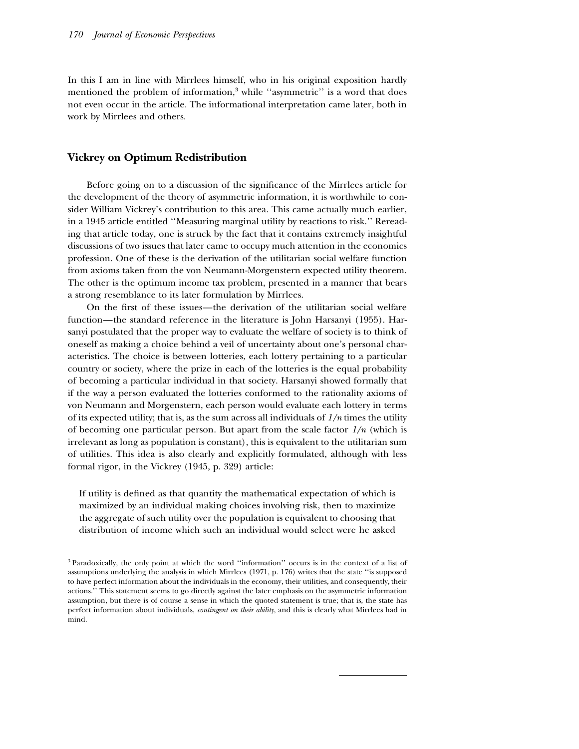In this I am in line with Mirrlees himself, who in his original exposition hardly mentioned the problem of information,[3] while ''asymmetric'' is a word that does not even occur in the article. The informational interpretation came later, both in work by Mirrlees and others.

## Vickrey on Optimum Redistribution

Before going on to a discussion of the significance of the Mirrlees article for the development of the theory of asymmetric information, it is worthwhile to consider William Vickrey's contribution to this area. This came actually much earlier, in a 1945 article entitled ''Measuring marginal utility by reactions to risk.'' Rereading that article today, one is struck by the fact that it contains extremely insightful discussions of two issues that later came to occupy much attention in the economics profession. One of these is the derivation of the utilitarian social welfare function from axioms taken from the von Neumann-Morgenstern expected utility theorem. The other is the optimum income tax problem, presented in a manner that bears a strong resemblance to its later formulation by Mirrlees.

On the first of these issues—the derivation of the utilitarian social welfare function—the standard reference in the literature is John Harsanyi (1955). Harsanyi postulated that the proper way to evaluate the welfare of society is to think of oneself as making a choice behind a veil of uncertainty about one's personal characteristics. The choice is between lotteries, each lottery pertaining to a particular country or society, where the prize in each of the lotteries is the equal probability of becoming a particular individual in that society. Harsanyi showed formally that if the way a person evaluated the lotteries conformed to the rationality axioms of von Neumann and Morgenstern, each person would evaluate each lottery in terms of its expected utility; that is, as the sum across all individuals of $1/n$ times the utility of becoming one particular person. But apart from the scale factor $1/n$ (which is irrelevant as long as population is constant), this is equivalent to the utilitarian sum of utilities. This idea is also clearly and explicitly formulated, although with less formal rigor, in the Vickrey (1945, p. 329) article:

> If utility is defined as that quantity the mathematical expectation of which is maximized by an individual making choices involving risk, then to maximize the aggregate of such utility over the population is equivalent to choosing that distribution of income which such an individual would select were he asked

[3] Paradoxically, the only point at which the word ''information'' occurs is in the context of a list of assumptions underlying the analysis in which Mirrlees (1971, p. 176) writes that the state ''is supposed to have perfect information about the individuals in the economy, their utilities, and consequently, their actions.'' This statement seems to go directly against the later emphasis on the asymmetric information assumption, but there is of course a sense in which the quoted statement is true; that is, the state has perfect information about individuals, *contingent on their ability*, and this is clearly what Mirrlees had in mind.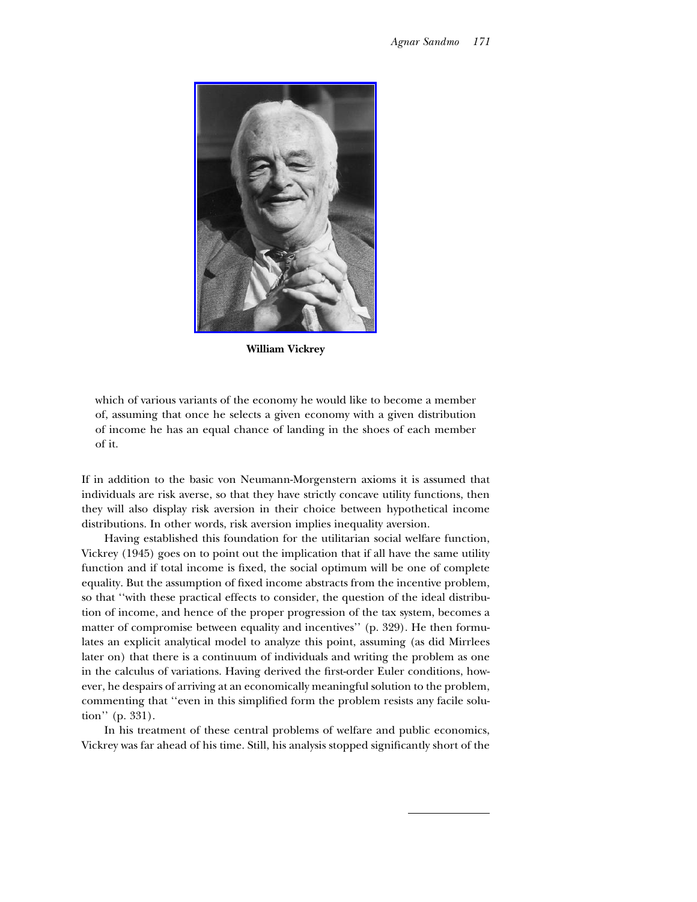**William Vickrey**

> which of various variants of the economy he would like to become a member of, assuming that once he selects a given economy with a given distribution of income he has an equal chance of landing in the shoes of each member of it.

If in addition to the basic von Neumann-Morgenstern axioms it is assumed that individuals are risk averse, so that they have strictly concave utility functions, then they will also display risk aversion in their choice between hypothetical income distributions. In other words, risk aversion implies inequality aversion.

Having established this foundation for the utilitarian social welfare function, Vickrey (1945) goes on to point out the implication that if all have the same utility function and if total income is fixed, the social optimum will be one of complete equality. But the assumption of fixed income abstracts from the incentive problem, so that ''with these practical effects to consider, the question of the ideal distribution of income, and hence of the proper progression of the tax system, becomes a matter of compromise between equality and incentives'' (p. 329). He then formulates an explicit analytical model to analyze this point, assuming (as did Mirrlees later on) that there is a continuum of individuals and writing the problem as one in the calculus of variations. Having derived the first-order Euler conditions, however, he despairs of arriving at an economically meaningful solution to the problem, commenting that ''even in this simplified form the problem resists any facile solution'' (p. 331).

In his treatment of these central problems of welfare and public economics, Vickrey was far ahead of his time. Still, his analysis stopped significantly short of the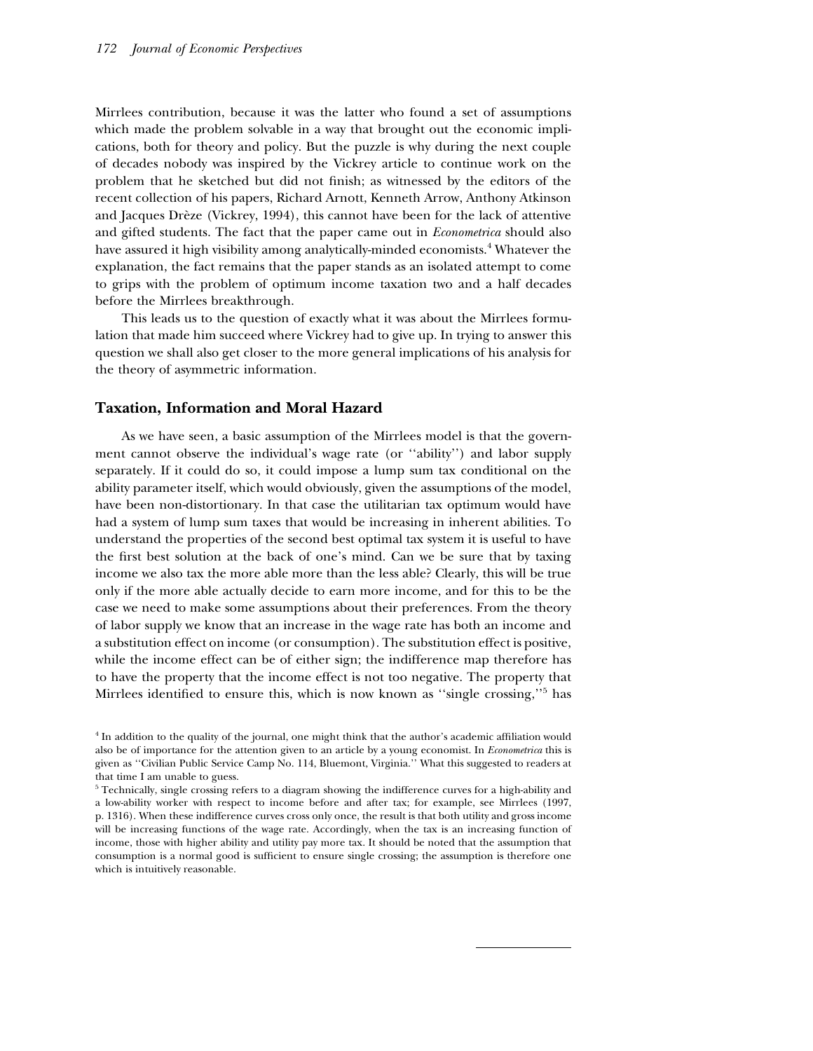Mirrlees contribution, because it was the latter who found a set of assumptions which made the problem solvable in a way that brought out the economic implications, both for theory and policy. But the puzzle is why during the next couple of decades nobody was inspired by the Vickrey article to continue work on the problem that he sketched but did not finish; as witnessed by the editors of the recent collection of his papers, Richard Arnott, Kenneth Arrow, Anthony Atkinson and Jacques Drèze (Vickrey, 1994), this cannot have been for the lack of attentive and gifted students. The fact that the paper came out in *Econometrica* should also have assured it high visibility among analytically-minded economists.[4] Whatever the explanation, the fact remains that the paper stands as an isolated attempt to come to grips with the problem of optimum income taxation two and a half decades before the Mirrlees breakthrough.

This leads us to the question of exactly what it was about the Mirrlees formulation that made him succeed where Vickrey had to give up. In trying to answer this question we shall also get closer to the more general implications of his analysis for the theory of asymmetric information.

## Taxation, Information and Moral Hazard

As we have seen, a basic assumption of the Mirrlees model is that the government cannot observe the individual's wage rate (or ''ability'') and labor supply separately. If it could do so, it could impose a lump sum tax conditional on the ability parameter itself, which would obviously, given the assumptions of the model, have been non-distortionary. In that case the utilitarian tax optimum would have had a system of lump sum taxes that would be increasing in inherent abilities. To understand the properties of the second best optimal tax system it is useful to have the first best solution at the back of one's mind. Can we be sure that by taxing income we also tax the more able more than the less able? Clearly, this will be true only if the more able actually decide to earn more income, and for this to be the case we need to make some assumptions about their preferences. From the theory of labor supply we know that an increase in the wage rate has both an income and a substitution effect on income (or consumption). The substitution effect is positive, while the income effect can be of either sign; the indifference map therefore has to have the property that the income effect is not too negative. The property that Mirrlees identified to ensure this, which is now known as ''single crossing,''[5] has

[4] In addition to the quality of the journal, one might think that the author's academic affiliation would also be of importance for the attention given to an article by a young economist. In *Econometrica* this is given as ''Civilian Public Service Camp No. 114, Bluemont, Virginia.'' What this suggested to readers at that time I am unable to guess.

[5] Technically, single crossing refers to a diagram showing the indifference curves for a high-ability and a low-ability worker with respect to income before and after tax; for example, see Mirrlees (1997, p. 1316). When these indifference curves cross only once, the result is that both utility and gross income will be increasing functions of the wage rate. Accordingly, when the tax is an increasing function of income, those with higher ability and utility pay more tax. It should be noted that the assumption that consumption is a normal good is sufficient to ensure single crossing; the assumption is therefore one which is intuitively reasonable.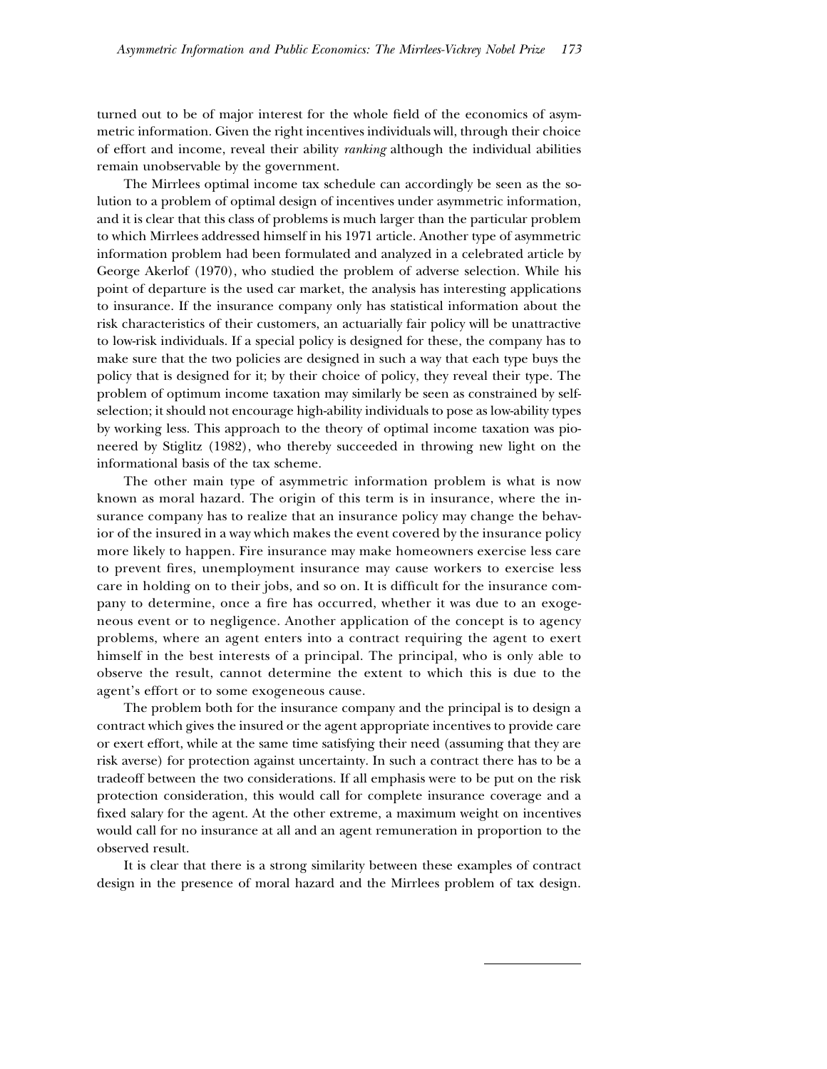turned out to be of major interest for the whole field of the economics of asymmetric information. Given the right incentives individuals will, through their choice of effort and income, reveal their ability *ranking* although the individual abilities remain unobservable by the government.

The Mirrlees optimal income tax schedule can accordingly be seen as the solution to a problem of optimal design of incentives under asymmetric information, and it is clear that this class of problems is much larger than the particular problem to which Mirrlees addressed himself in his 1971 article. Another type of asymmetric information problem had been formulated and analyzed in a celebrated article by George Akerlof (1970), who studied the problem of adverse selection. While his point of departure is the used car market, the analysis has interesting applications to insurance. If the insurance company only has statistical information about the risk characteristics of their customers, an actuarially fair policy will be unattractive to low-risk individuals. If a special policy is designed for these, the company has to make sure that the two policies are designed in such a way that each type buys the policy that is designed for it; by their choice of policy, they reveal their type. The problem of optimum income taxation may similarly be seen as constrained by self-selection; it should not encourage high-ability individuals to pose as low-ability types by working less. This approach to the theory of optimal income taxation was pioneered by Stiglitz (1982), who thereby succeeded in throwing new light on the informational basis of the tax scheme.

The other main type of asymmetric information problem is what is now known as moral hazard. The origin of this term is in insurance, where the insurance company has to realize that an insurance policy may change the behavior of the insured in a way which makes the event covered by the insurance policy more likely to happen. Fire insurance may make homeowners exercise less care to prevent fires, unemployment insurance may cause workers to exercise less care in holding on to their jobs, and so on. It is difficult for the insurance company to determine, once a fire has occurred, whether it was due to an exogeneous event or to negligence. Another application of the concept is to agency problems, where an agent enters into a contract requiring the agent to exert himself in the best interests of a principal. The principal, who is only able to observe the result, cannot determine the extent to which this is due to the agent's effort or to some exogeneous cause.

The problem both for the insurance company and the principal is to design a contract which gives the insured or the agent appropriate incentives to provide care or exert effort, while at the same time satisfying their need (assuming that they are risk averse) for protection against uncertainty. In such a contract there has to be a tradeoff between the two considerations. If all emphasis were to be put on the risk protection consideration, this would call for complete insurance coverage and a fixed salary for the agent. At the other extreme, a maximum weight on incentives would call for no insurance at all and an agent remuneration in proportion to the observed result.

It is clear that there is a strong similarity between these examples of contract design in the presence of moral hazard and the Mirrlees problem of tax design.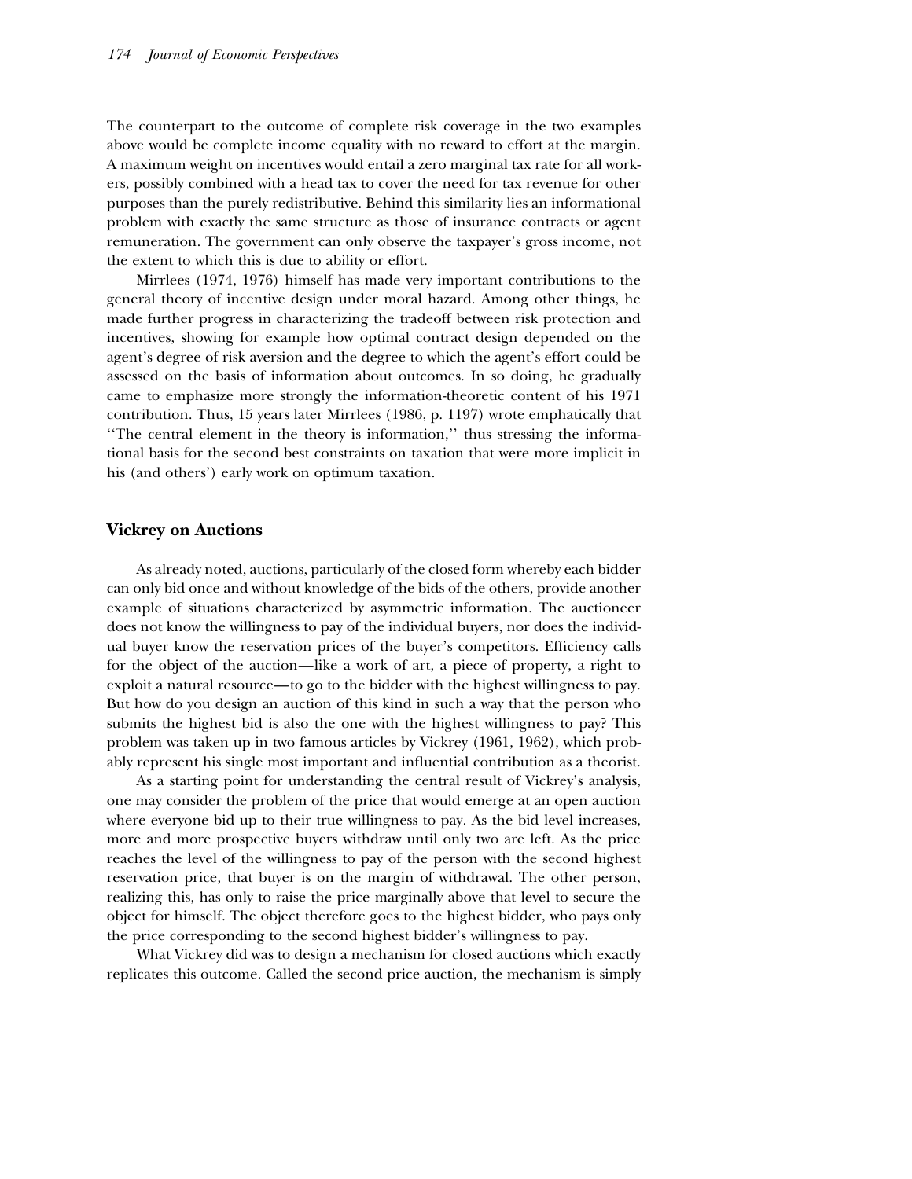The counterpart to the outcome of complete risk coverage in the two examples above would be complete income equality with no reward to effort at the margin. A maximum weight on incentives would entail a zero marginal tax rate for all workers, possibly combined with a head tax to cover the need for tax revenue for other purposes than the purely redistributive. Behind this similarity lies an informational problem with exactly the same structure as those of insurance contracts or agent remuneration. The government can only observe the taxpayer's gross income, not the extent to which this is due to ability or effort.

Mirrlees (1974, 1976) himself has made very important contributions to the general theory of incentive design under moral hazard. Among other things, he made further progress in characterizing the tradeoff between risk protection and incentives, showing for example how optimal contract design depended on the agent's degree of risk aversion and the degree to which the agent's effort could be assessed on the basis of information about outcomes. In so doing, he gradually came to emphasize more strongly the information-theoretic content of his 1971 contribution. Thus, 15 years later Mirrlees (1986, p. 1197) wrote emphatically that "The central element in the theory is information," thus stressing the informational basis for the second best constraints on taxation that were more implicit in his (and others') early work on optimum taxation.

## Vickrey on Auctions

As already noted, auctions, particularly of the closed form whereby each bidder can only bid once and without knowledge of the bids of the others, provide another example of situations characterized by asymmetric information. The auctioneer does not know the willingness to pay of the individual buyers, nor does the individual buyer know the reservation prices of the buyer's competitors. Efficiency calls for the object of the auction—like a work of art, a piece of property, a right to exploit a natural resource—to go to the bidder with the highest willingness to pay. But how do you design an auction of this kind in such a way that the person who submits the highest bid is also the one with the highest willingness to pay? This problem was taken up in two famous articles by Vickrey (1961, 1962), which probably represent his single most important and influential contribution as a theorist.

As a starting point for understanding the central result of Vickrey's analysis, one may consider the problem of the price that would emerge at an open auction where everyone bid up to their true willingness to pay. As the bid level increases, more and more prospective buyers withdraw until only two are left. As the price reaches the level of the willingness to pay of the person with the second highest reservation price, that buyer is on the margin of withdrawal. The other person, realizing this, has only to raise the price marginally above that level to secure the object for himself. The object therefore goes to the highest bidder, who pays only the price corresponding to the second highest bidder's willingness to pay.

What Vickrey did was to design a mechanism for closed auctions which exactly replicates this outcome. Called the second price auction, the mechanism is simply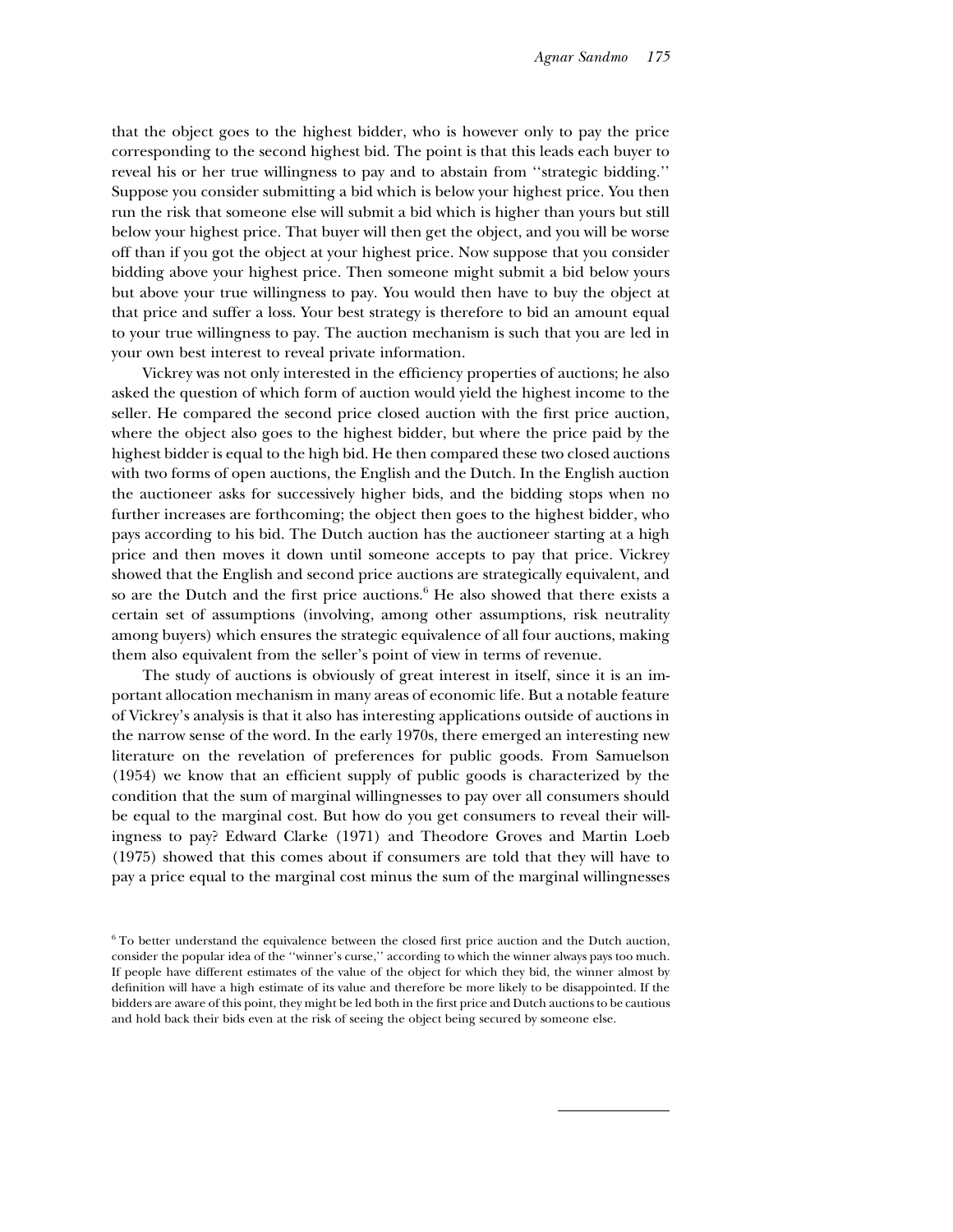that the object goes to the highest bidder, who is however only to pay the price corresponding to the second highest bid. The point is that this leads each buyer to reveal his or her true willingness to pay and to abstain from ''strategic bidding.'' Suppose you consider submitting a bid which is below your highest price. You then run the risk that someone else will submit a bid which is higher than yours but still below your highest price. That buyer will then get the object, and you will be worse off than if you got the object at your highest price. Now suppose that you consider bidding above your highest price. Then someone might submit a bid below yours but above your true willingness to pay. You would then have to buy the object at that price and suffer a loss. Your best strategy is therefore to bid an amount equal to your true willingness to pay. The auction mechanism is such that you are led in your own best interest to reveal private information.

Vickrey was not only interested in the efficiency properties of auctions; he also asked the question of which form of auction would yield the highest income to the seller. He compared the second price closed auction with the first price auction, where the object also goes to the highest bidder, but where the price paid by the highest bidder is equal to the high bid. He then compared these two closed auctions with two forms of open auctions, the English and the Dutch. In the English auction the auctioneer asks for successively higher bids, and the bidding stops when no further increases are forthcoming; the object then goes to the highest bidder, who pays according to his bid. The Dutch auction has the auctioneer starting at a high price and then moves it down until someone accepts to pay that price. Vickrey showed that the English and second price auctions are strategically equivalent, and so are the Dutch and the first price auctions.[6] He also showed that there exists a certain set of assumptions (involving, among other assumptions, risk neutrality among buyers) which ensures the strategic equivalence of all four auctions, making them also equivalent from the seller's point of view in terms of revenue.

The study of auctions is obviously of great interest in itself, since it is an important allocation mechanism in many areas of economic life. But a notable feature of Vickrey's analysis is that it also has interesting applications outside of auctions in the narrow sense of the word. In the early 1970s, there emerged an interesting new literature on the revelation of preferences for public goods. From Samuelson (1954) we know that an efficient supply of public goods is characterized by the condition that the sum of marginal willingnesses to pay over all consumers should be equal to the marginal cost. But how do you get consumers to reveal their willingness to pay? Edward Clarke (1971) and Theodore Groves and Martin Loeb (1975) showed that this comes about if consumers are told that they will have to pay a price equal to the marginal cost minus the sum of the marginal willingnesses

[6] To better understand the equivalence between the closed first price auction and the Dutch auction, consider the popular idea of the ''winner's curse,'' according to which the winner always pays too much. If people have different estimates of the value of the object for which they bid, the winner almost by definition will have a high estimate of its value and therefore be more likely to be disappointed. If the bidders are aware of this point, they might be led both in the first price and Dutch auctions to be cautious and hold back their bids even at the risk of seeing the object being secured by someone else.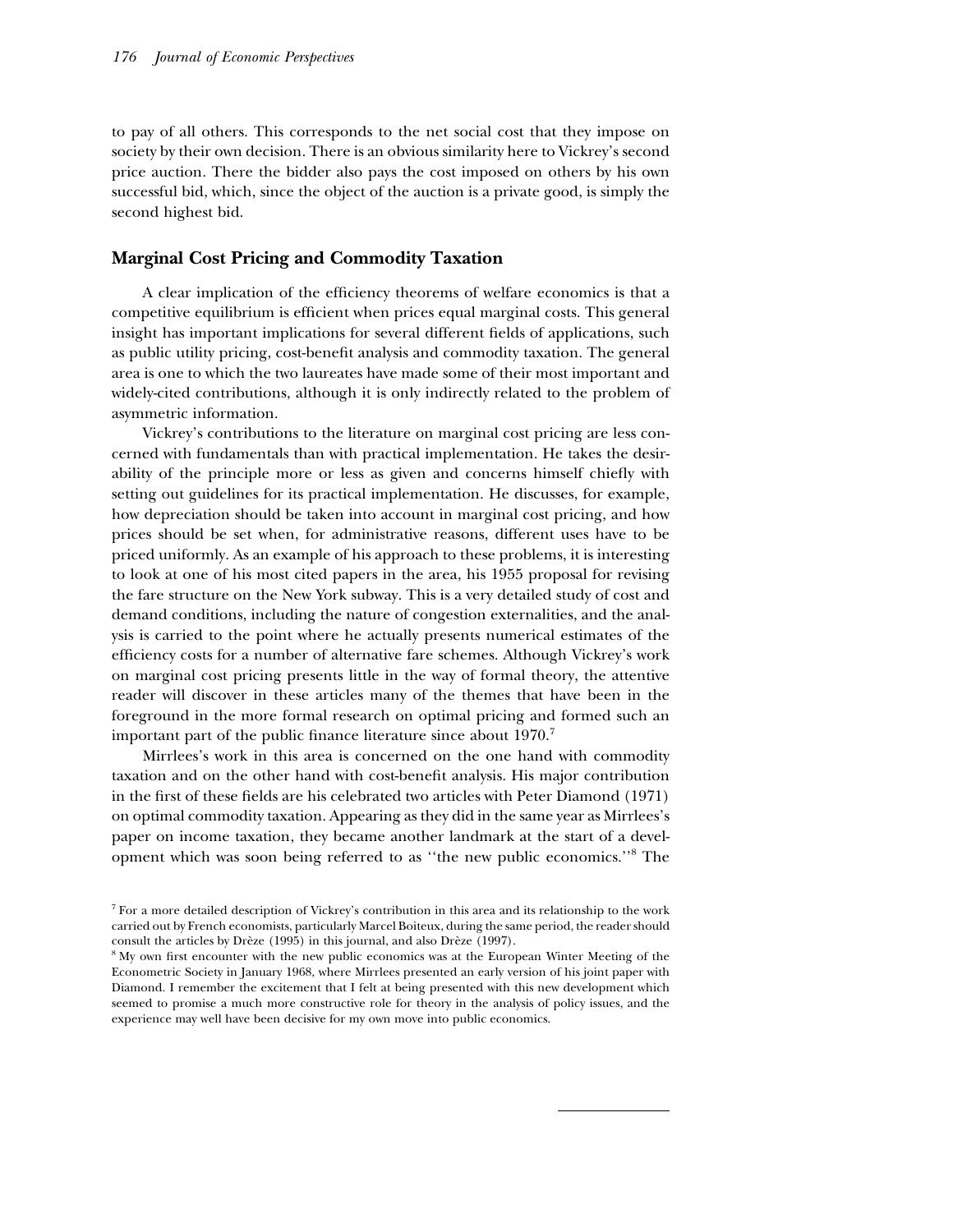to pay of all others. This corresponds to the net social cost that they impose on society by their own decision. There is an obvious similarity here to Vickrey's second price auction. There the bidder also pays the cost imposed on others by his own successful bid, which, since the object of the auction is a private good, is simply the second highest bid.

## Marginal Cost Pricing and Commodity Taxation

A clear implication of the efficiency theorems of welfare economics is that a competitive equilibrium is efficient when prices equal marginal costs. This general insight has important implications for several different fields of applications, such as public utility pricing, cost-benefit analysis and commodity taxation. The general area is one to which the two laureates have made some of their most important and widely-cited contributions, although it is only indirectly related to the problem of asymmetric information.

Vickrey's contributions to the literature on marginal cost pricing are less concerned with fundamentals than with practical implementation. He takes the desirability of the principle more or less as given and concerns himself chiefly with setting out guidelines for its practical implementation. He discusses, for example, how depreciation should be taken into account in marginal cost pricing, and how prices should be set when, for administrative reasons, different uses have to be priced uniformly. As an example of his approach to these problems, it is interesting to look at one of his most cited papers in the area, his 1955 proposal for revising the fare structure on the New York subway. This is a very detailed study of cost and demand conditions, including the nature of congestion externalities, and the analysis is carried to the point where he actually presents numerical estimates of the efficiency costs for a number of alternative fare schemes. Although Vickrey's work on marginal cost pricing presents little in the way of formal theory, the attentive reader will discover in these articles many of the themes that have been in the foreground in the more formal research on optimal pricing and formed such an important part of the public finance literature since about 1970.[7]

Mirrlees's work in this area is concerned on the one hand with commodity taxation and on the other hand with cost-benefit analysis. His major contribution in the first of these fields are his celebrated two articles with Peter Diamond (1971) on optimal commodity taxation. Appearing as they did in the same year as Mirrlees's paper on income taxation, they became another landmark at the start of a development which was soon being referred to as "the new public economics."[8] The

[7] For a more detailed description of Vickrey's contribution in this area and its relationship to the work carried out by French economists, particularly Marcel Boiteux, during the same period, the reader should consult the articles by Drèze (1995) in this journal, and also Drèze (1997).

[8] My own first encounter with the new public economics was at the European Winter Meeting of the Econometric Society in January 1968, where Mirrlees presented an early version of his joint paper with Diamond. I remember the excitement that I felt at being presented with this new development which seemed to promise a much more constructive role for theory in the analysis of policy issues, and the experience may well have been decisive for my own move into public economics.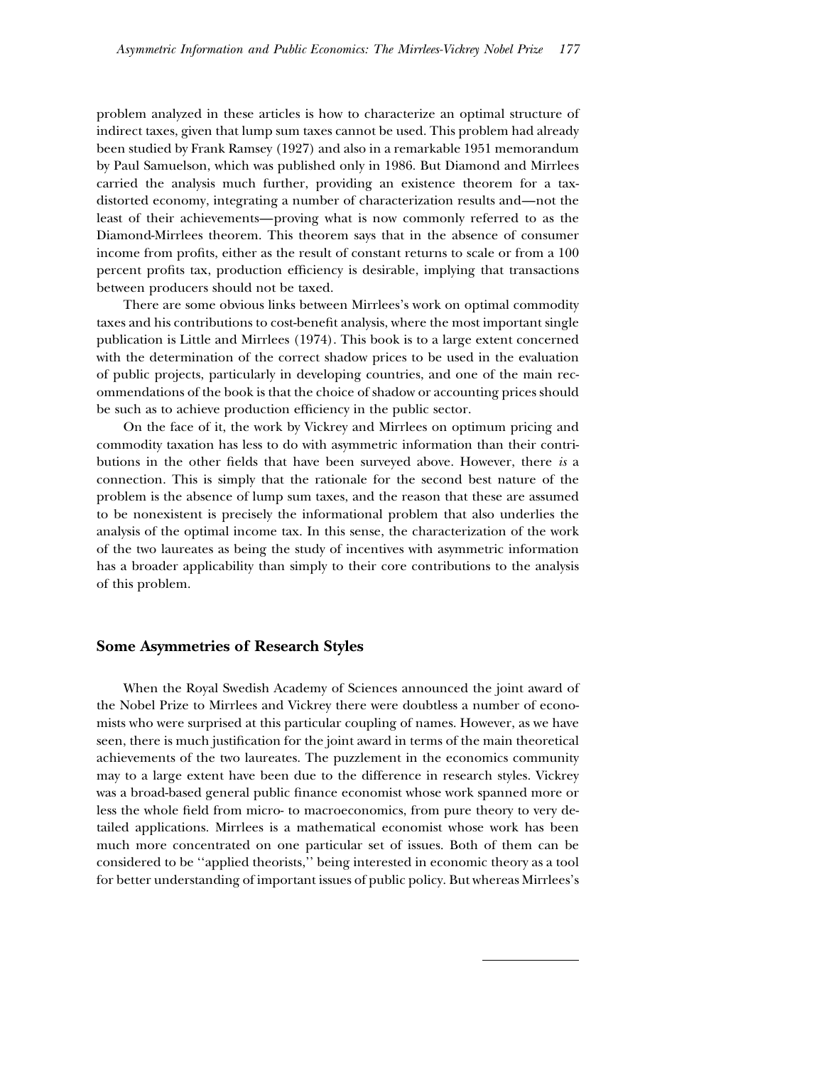problem analyzed in these articles is how to characterize an optimal structure of indirect taxes, given that lump sum taxes cannot be used. This problem had already been studied by Frank Ramsey (1927) and also in a remarkable 1951 memorandum by Paul Samuelson, which was published only in 1986. But Diamond and Mirrlees carried the analysis much further, providing an existence theorem for a tax-distorted economy, integrating a number of characterization results and—not the least of their achievements—proving what is now commonly referred to as the Diamond-Mirrlees theorem. This theorem says that in the absence of consumer income from profits, either as the result of constant returns to scale or from a 100 percent profits tax, production efficiency is desirable, implying that transactions between producers should not be taxed.

There are some obvious links between Mirrlees's work on optimal commodity taxes and his contributions to cost-benefit analysis, where the most important single publication is Little and Mirrlees (1974). This book is to a large extent concerned with the determination of the correct shadow prices to be used in the evaluation of public projects, particularly in developing countries, and one of the main recommendations of the book is that the choice of shadow or accounting prices should be such as to achieve production efficiency in the public sector.

On the face of it, the work by Vickrey and Mirrlees on optimum pricing and commodity taxation has less to do with asymmetric information than their contributions in the other fields that have been surveyed above. However, there *is* a connection. This is simply that the rationale for the second best nature of the problem is the absence of lump sum taxes, and the reason that these are assumed to be nonexistent is precisely the informational problem that also underlies the analysis of the optimal income tax. In this sense, the characterization of the work of the two laureates as being the study of incentives with asymmetric information has a broader applicability than simply to their core contributions to the analysis of this problem.

## Some Asymmetries of Research Styles

When the Royal Swedish Academy of Sciences announced the joint award of the Nobel Prize to Mirrlees and Vickrey there were doubtless a number of economists who were surprised at this particular coupling of names. However, as we have seen, there is much justification for the joint award in terms of the main theoretical achievements of the two laureates. The puzzlement in the economics community may to a large extent have been due to the difference in research styles. Vickrey was a broad-based general public finance economist whose work spanned more or less the whole field from micro- to macroeconomics, from pure theory to very detailed applications. Mirrlees is a mathematical economist whose work has been much more concentrated on one particular set of issues. Both of them can be considered to be ''applied theorists,'' being interested in economic theory as a tool for better understanding of important issues of public policy. But whereas Mirrlees's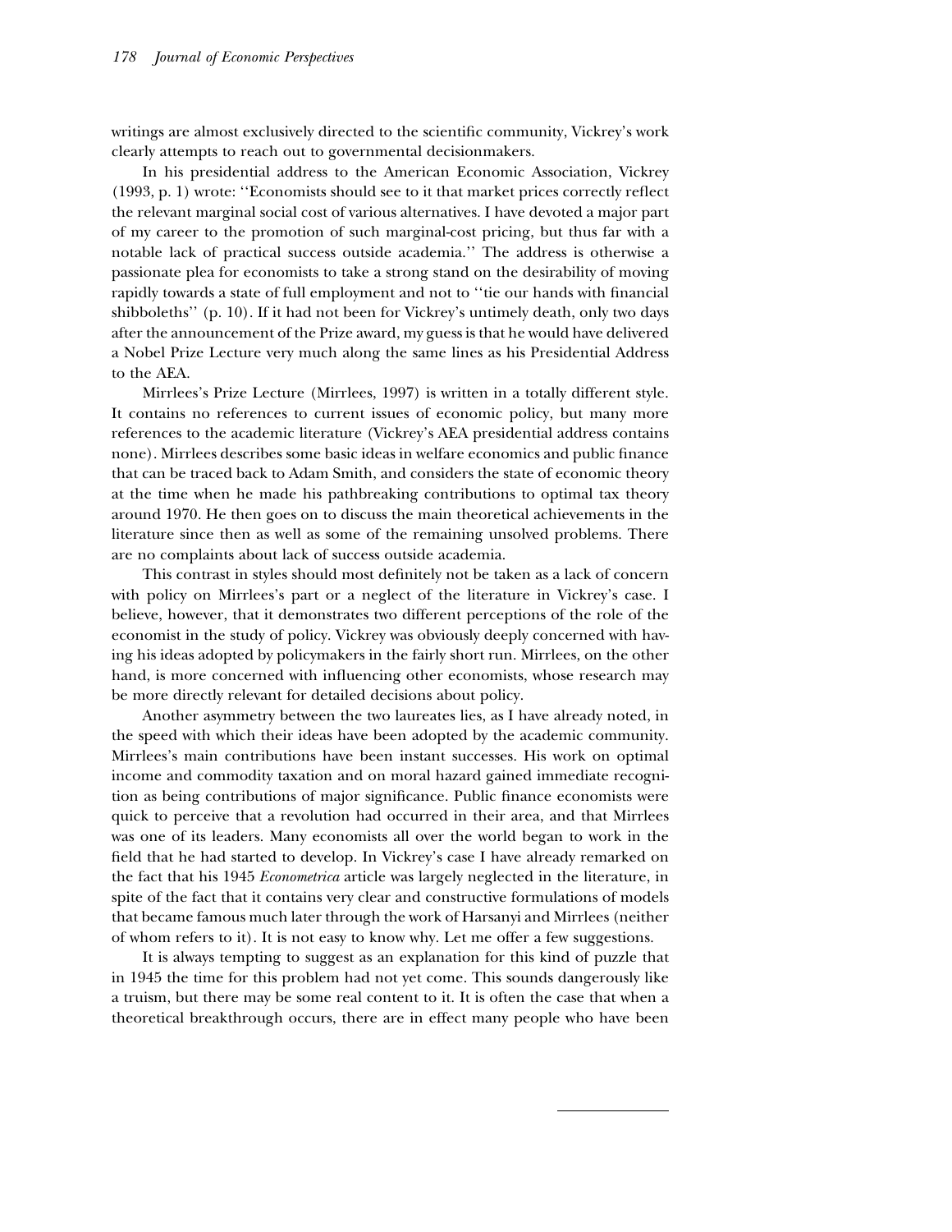writings are almost exclusively directed to the scientific community, Vickrey's work clearly attempts to reach out to governmental decisionmakers.

In his presidential address to the American Economic Association, Vickrey (1993, p. 1) wrote: ''Economists should see to it that market prices correctly reflect the relevant marginal social cost of various alternatives. I have devoted a major part of my career to the promotion of such marginal-cost pricing, but thus far with a notable lack of practical success outside academia.'' The address is otherwise a passionate plea for economists to take a strong stand on the desirability of moving rapidly towards a state of full employment and not to ''tie our hands with financial shibboleths'' (p. 10). If it had not been for Vickrey's untimely death, only two days after the announcement of the Prize award, my guess is that he would have delivered a Nobel Prize Lecture very much along the same lines as his Presidential Address to the AEA.

Mirrlees's Prize Lecture (Mirrlees, 1997) is written in a totally different style. It contains no references to current issues of economic policy, but many more references to the academic literature (Vickrey's AEA presidential address contains none). Mirrlees describes some basic ideas in welfare economics and public finance that can be traced back to Adam Smith, and considers the state of economic theory at the time when he made his pathbreaking contributions to optimal tax theory around 1970. He then goes on to discuss the main theoretical achievements in the literature since then as well as some of the remaining unsolved problems. There are no complaints about lack of success outside academia.

This contrast in styles should most definitely not be taken as a lack of concern with policy on Mirrlees's part or a neglect of the literature in Vickrey's case. I believe, however, that it demonstrates two different perceptions of the role of the economist in the study of policy. Vickrey was obviously deeply concerned with having his ideas adopted by policymakers in the fairly short run. Mirrlees, on the other hand, is more concerned with influencing other economists, whose research may be more directly relevant for detailed decisions about policy.

Another asymmetry between the two laureates lies, as I have already noted, in the speed with which their ideas have been adopted by the academic community. Mirrlees's main contributions have been instant successes. His work on optimal income and commodity taxation and on moral hazard gained immediate recognition as being contributions of major significance. Public finance economists were quick to perceive that a revolution had occurred in their area, and that Mirrlees was one of its leaders. Many economists all over the world began to work in the field that he had started to develop. In Vickrey's case I have already remarked on the fact that his 1945 *Econometrica* article was largely neglected in the literature, in spite of the fact that it contains very clear and constructive formulations of models that became famous much later through the work of Harsanyi and Mirrlees (neither of whom refers to it). It is not easy to know why. Let me offer a few suggestions.

It is always tempting to suggest as an explanation for this kind of puzzle that in 1945 the time for this problem had not yet come. This sounds dangerously like a truism, but there may be some real content to it. It is often the case that when a theoretical breakthrough occurs, there are in effect many people who have been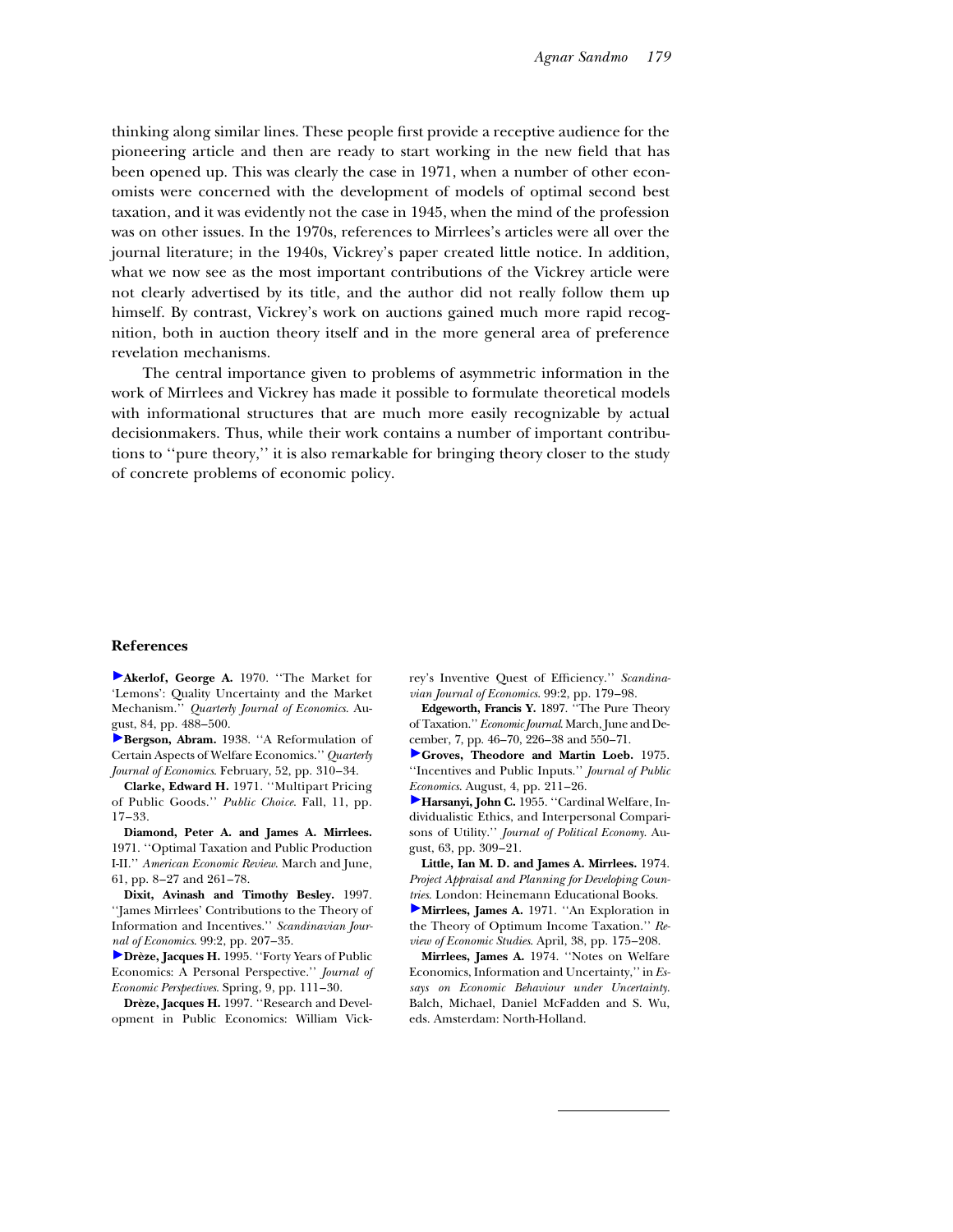thinking along similar lines. These people first provide a receptive audience for the pioneering article and then are ready to start working in the new field that has been opened up. This was clearly the case in 1971, when a number of other economists were concerned with the development of models of optimal second best taxation, and it was evidently not the case in 1945, when the mind of the profession was on other issues. In the 1970s, references to Mirrlees's articles were all over the journal literature; in the 1940s, Vickrey's paper created little notice. In addition, what we now see as the most important contributions of the Vickrey article were not clearly advertised by its title, and the author did not really follow them up himself. By contrast, Vickrey's work on auctions gained much more rapid recognition, both in auction theory itself and in the more general area of preference revelation mechanisms.

The central importance given to problems of asymmetric information in the work of Mirrlees and Vickrey has made it possible to formulate theoretical models with informational structures that are much more easily recognizable by actual decisionmakers. Thus, while their work contains a number of important contributions to ''pure theory,'' it is also remarkable for bringing theory closer to the study of concrete problems of economic policy.

## References

**Akerlof, George A.** 1970. ''The Market for 'Lemons': Quality Uncertainty and the Market Mechanism.'' *Quarterly Journal of Economics*. August, 84, pp. 488–500.

**Bergson, Abram.** 1938. ''A Reformulation of Certain Aspects of Welfare Economics.'' *Quarterly Journal of Economics*. February, 52, pp. 310–34.

**Clarke, Edward H.** 1971. ''Multipart Pricing of Public Goods.'' *Public Choice*. Fall, 11, pp. 17–33.

**Diamond, Peter A. and James A. Mirrlees.** 1971. ''Optimal Taxation and Public Production I-II.'' *American Economic Review*. March and June, 61, pp. 8–27 and 261–78.

**Dixit, Avinash and Timothy Besley.** 1997. ''James Mirrlees' Contributions to the Theory of Information and Incentives.'' *Scandinavian Journal of Economics*. 99:2, pp. 207–35.

**Drèze, Jacques H.** 1995. ''Forty Years of Public Economics: A Personal Perspective.'' *Journal of Economic Perspectives*. Spring, 9, pp. 111–30.

**Drèze, Jacques H.** 1997. ''Research and Development in Public Economics: William Vickrey's Inventive Quest of Efficiency.'' *Scandinavian Journal of Economics*. 99:2, pp. 179–98.

**Edgeworth, Francis Y.** 1897. ''The Pure Theory of Taxation.'' *Economic Journal*. March, June and December, 7, pp. 46–70, 226–38 and 550–71.

**Groves, Theodore and Martin Loeb.** 1975. ''Incentives and Public Inputs.'' *Journal of Public Economics*. August, 4, pp. 211–26.

**Harsanyi, John C.** 1955. ''Cardinal Welfare, Individualistic Ethics, and Interpersonal Comparisons of Utility.'' *Journal of Political Economy*. August, 63, pp. 309–21.

**Little, Ian M. D. and James A. Mirrlees.** 1974. *Project Appraisal and Planning for Developing Countries*. London: Heinemann Educational Books.

**Mirrlees, James A.** 1971. ''An Exploration in the Theory of Optimum Income Taxation.'' *Review of Economic Studies*. April, 38, pp. 175–208.

**Mirrlees, James A.** 1974. ''Notes on Welfare Economics, Information and Uncertainty,'' in *Essays on Economic Behaviour under Uncertainty*. Balch, Michael, Daniel McFadden and S. Wu, eds. Amsterdam: North-Holland.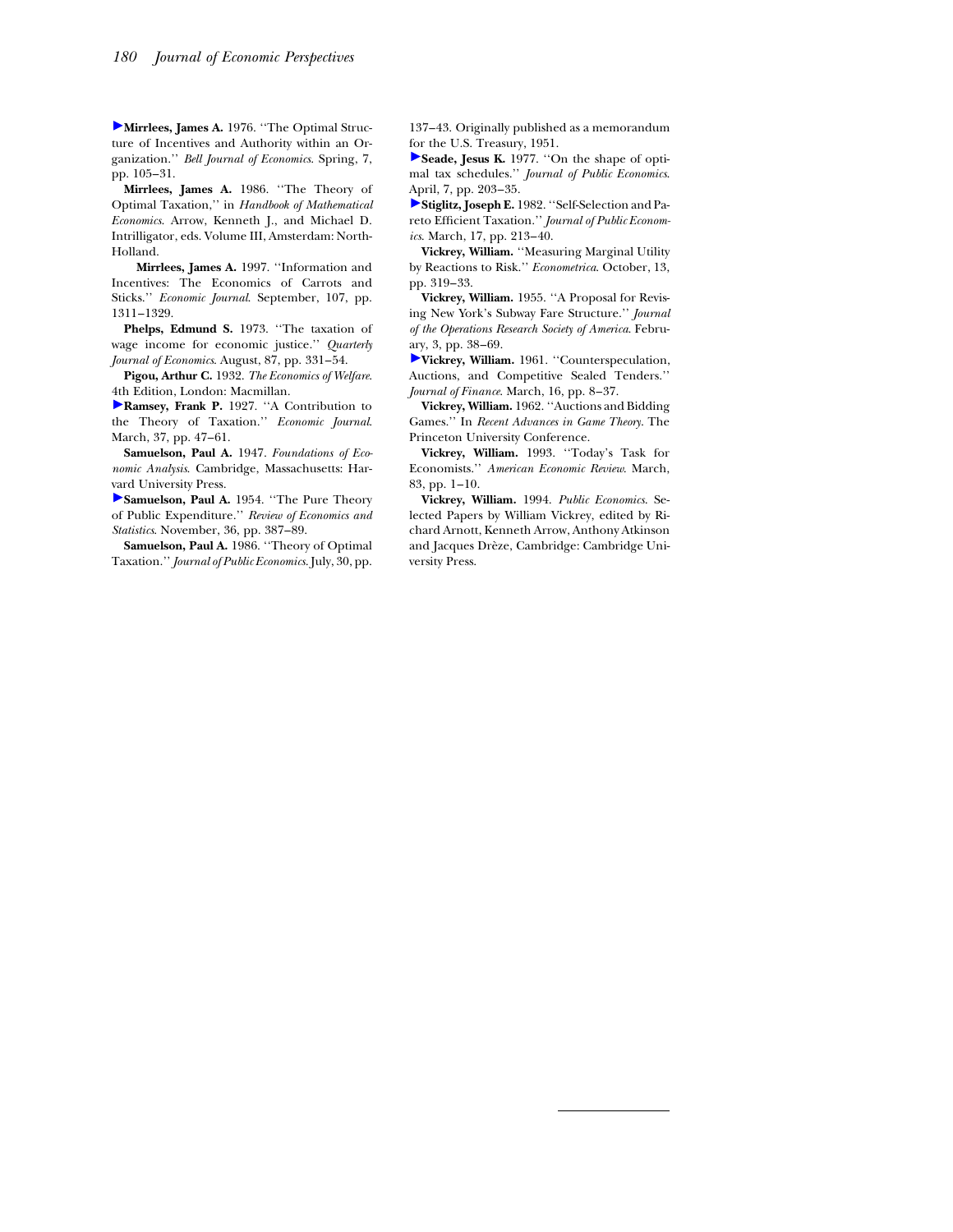**Mirrlees, James A.** 1976. ''The Optimal Structure of Incentives and Authority within an Organization.'' *Bell Journal of Economics*. Spring, 7, pp. 105–31.

**Mirrlees, James A.** 1986. ''The Theory of Optimal Taxation,'' in *Handbook of Mathematical Economics*. Arrow, Kenneth J., and Michael D. Intrilligator, eds. Volume III, Amsterdam: North-Holland.

**Mirrlees, James A.** 1997. ''Information and Incentives: The Economics of Carrots and Sticks.'' *Economic Journal*. September, 107, pp. 1311–1329.

**Phelps, Edmund S.** 1973. ''The taxation of wage income for economic justice.'' *Quarterly Journal of Economics*. August, 87, pp. 331–54.

**Pigou, Arthur C.** 1932. *The Economics of Welfare*. 4th Edition, London: Macmillan.

**Ramsey, Frank P.** 1927. ''A Contribution to the Theory of Taxation.'' *Economic Journal*. March, 37, pp. 47–61.

**Samuelson, Paul A.** 1947. *Foundations of Economic Analysis*. Cambridge, Massachusetts: Harvard University Press.

**Samuelson, Paul A.** 1954. ''The Pure Theory of Public Expenditure.'' *Review of Economics and Statistics*. November, 36, pp. 387–89.

**Samuelson, Paul A.** 1986. ''Theory of Optimal Taxation.'' *Journal of Public Economics*. July, 30, pp. 137–43. Originally published as a memorandum for the U.S. Treasury, 1951.

**Seade, Jesus K.** 1977. ''On the shape of optimal tax schedules.'' *Journal of Public Economics*. April, 7, pp. 203–35.

**Stiglitz, Joseph E.** 1982. ''Self-Selection and Pareto Efficient Taxation.'' *Journal of Public Economics*. March, 17, pp. 213–40.

**Vickrey, William.** ''Measuring Marginal Utility by Reactions to Risk.'' *Econometrica*. October, 13, pp. 319–33.

**Vickrey, William.** 1955. ''A Proposal for Revising New York's Subway Fare Structure.'' *Journal of the Operations Research Society of America*. February, 3, pp. 38–69.

**Vickrey, William.** 1961. ''Counterspeculation, Auctions, and Competitive Sealed Tenders.'' *Journal of Finance*. March, 16, pp. 8–37.

**Vickrey, William.** 1962. ''Auctions and Bidding Games.'' In *Recent Advances in Game Theory*. The Princeton University Conference.

**Vickrey, William.** 1993. ''Today's Task for Economists.'' *American Economic Review*. March, 83, pp. 1–10.

**Vickrey, William.** 1994. *Public Economics*. Selected Papers by William Vickrey, edited by Richard Arnott, Kenneth Arrow, Anthony Atkinson and Jacques Drèze, Cambridge: Cambridge University Press.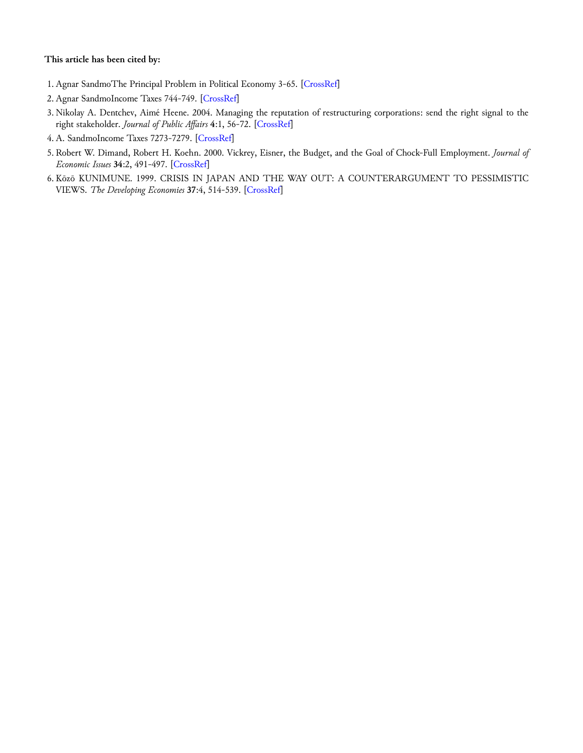**This article has been cited by:**

1. Agnar SandmoThe Principal Problem in Political Economy 3-65. [CrossRef]
2. Agnar SandmoIncome Taxes 744-749. [CrossRef]
3. Nikolay A. Dentchev, Aimé Heene. 2004. Managing the reputation of restructuring corporations: send the right signal to the right stakeholder. *Journal of Public Affairs* **4**:1, 56-72. [CrossRef]
4. A. SandmoIncome Taxes 7273-7279. [CrossRef]
5. Robert W. Dimand, Robert H. Koehn. 2000. Vickrey, Eisner, the Budget, and the Goal of Chock-Full Employment. *Journal of Economic Issues* **34**:2, 491-497. [CrossRef]
6. Kōzō KUNIMUNE. 1999. CRISIS IN JAPAN AND THE WAY OUT: A COUNTERARGUMENT TO PESSIMISTIC VIEWS. *The Developing Economies* **37**:4, 514-539. [CrossRef]